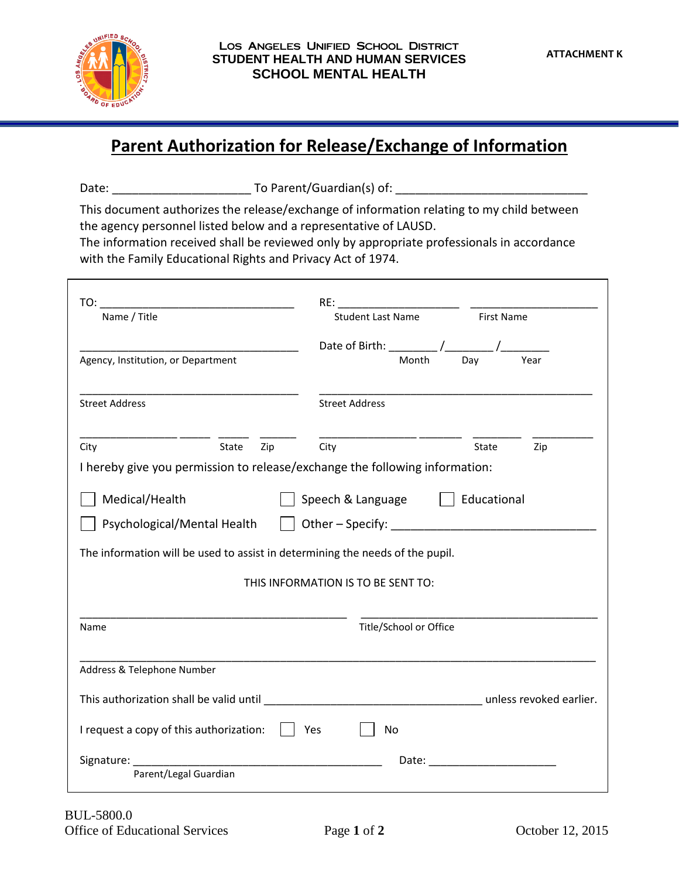LOS ANGELES UNIFIED SCHOOL DISTRICT
STUDENT HEALTH AND HUMAN SERVICES
SCHOOL MENTAL HEALTH

ATTACHMENT K

# Parent Authorization for Release/Exchange of Information

Date: ____________________ To Parent/Guardian(s) of: ____________________________

This document authorizes the release/exchange of information relating to my child between the agency personnel listed below and a representative of LAUSD.
The information received shall be reviewed only by appropriate professionals in accordance with the Family Educational Rights and Privacy Act of 1974.

TO: ______________________________
Name / Title

RE: ____________________ ____________________
Student Last Name First Name

__________________________________
Agency, Institution, or Department

Date of Birth: ________ /________ /________
Month Day Year

__________________________________
Street Address

__________________________________
Street Address

________________ _____ _____ ______
City State Zip

________________ _______ ________ _________
City State Zip

I hereby give you permission to release/exchange the following information:

☐ Medical/Health ☐ Speech & Language ☐ Educational

☐ Psychological/Mental Health ☐ Other – Specify: ______________________________

The information will be used to assist in determining the needs of the pupil.

THIS INFORMATION IS TO BE SENT TO:

__________________________________ __________________________________
Name Title/School or Office

______________________________________________________________________
Address & Telephone Number

This authorization shall be valid until __________________________________ unless revoked earlier.

I request a copy of this authorization: ☐ Yes ☐ No

Signature: ________________________________________ Date: ____________________
Parent/Legal Guardian

BUL-5800.0
Office of Educational Services

October 12, 2015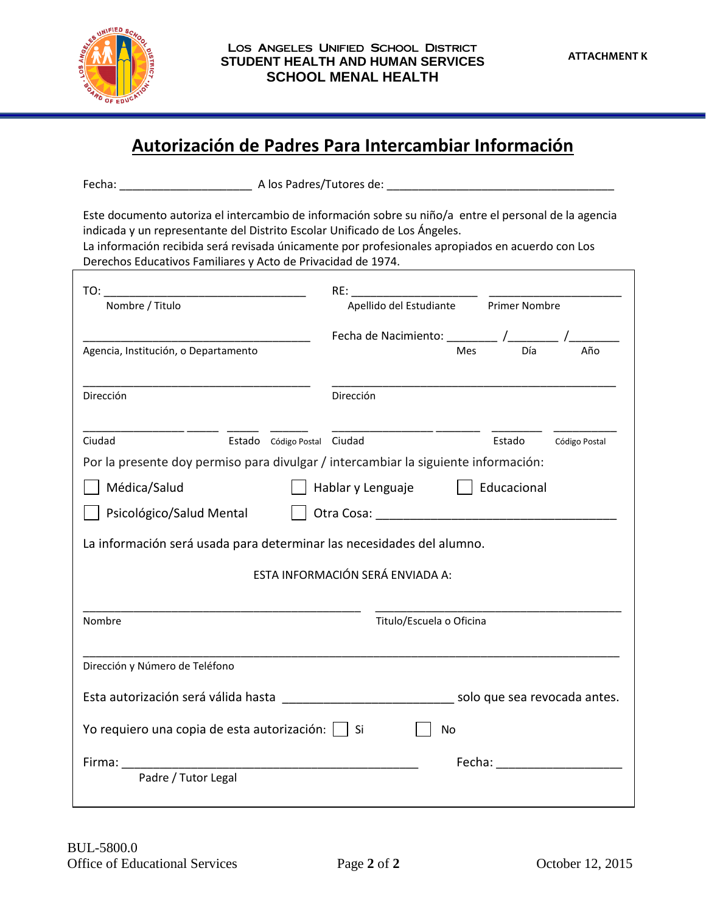LOS ANGELES UNIFIED SCHOOL DISTRICT
STUDENT HEALTH AND HUMAN SERVICES
SCHOOL MENAL HEALTH

ATTACHMENT K

# Autorización de Padres Para Intercambiar Información

Fecha: _____________________ A los Padres/Tutores de: ____________________________________

Este documento autoriza el intercambio de información sobre su niño/a entre el personal de la agencia indicada y un representante del Distrito Escolar Unificado de Los Ángeles.
La información recibida será revisada únicamente por profesionales apropiados en acuerdo con Los Derechos Educativos Familiares y Acto de Privacidad de 1974.

TO: ________________________________
Nombre / Titulo

RE: ____________________ ____________________
Apellido del Estudiante Primer Nombre

____________________________________
Agencia, Institución, o Departamento

Fecha de Nacimiento: _______ /_______ /_______
Mes Día Año

____________________________________
Dirección

____________________________________________
Dirección

________________ _____ _____ ______
Ciudad Estado Código Postal

________________ _______ _______ _________
Ciudad Estado Código Postal

Por la presente doy permiso para divulgar / intercambiar la siguiente información:

- ☐ Médica/Salud
- ☐ Hablar y Lenguaje
- ☐ Educacional
- ☐ Psicológico/Salud Mental
- ☐ Otra Cosa: ____________________________________

La información será usada para determinar las necesidades del alumno.

ESTA INFORMACIÓN SERÁ ENVIADA A:

____________________________________________ ________________________________________
Nombre Titulo/Escuela o Oficina

____________________________________________________________________________________
Dirección y Número de Teléfono

Esta autorización será válida hasta _________________________ solo que sea revocada antes.

Yo requiero una copia de esta autorización: ☐ Si ☐ No

Firma: ______________________________________________ Fecha: ___________________
Padre / Tutor Legal

BUL-5800.0
Office of Educational Services

October 12, 2015